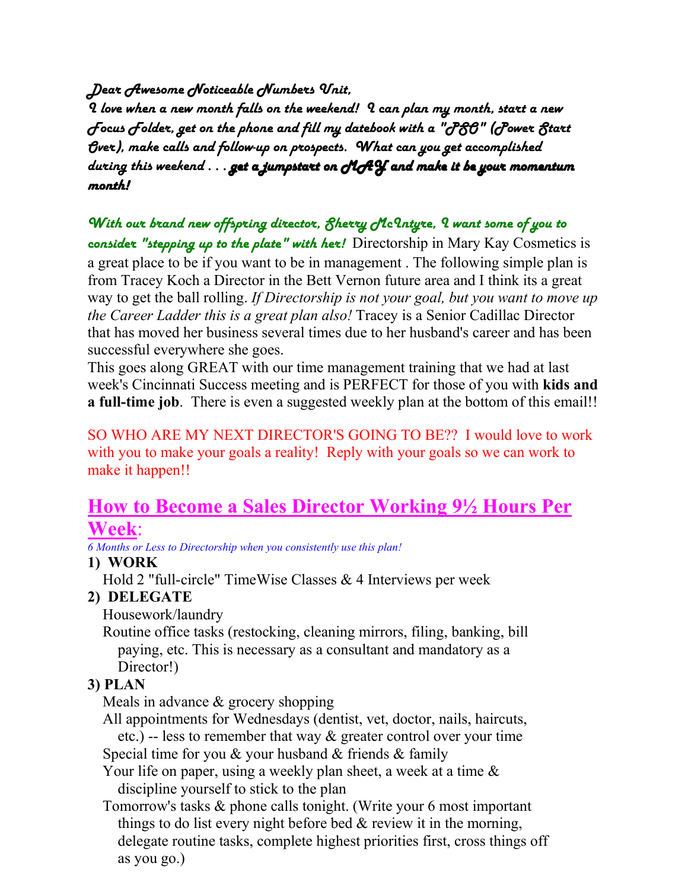*Dear Awesome Noticeable Numbers Unit,*
*I love when a new month falls on the weekend! I can plan my month, start a new Focus Folder, get on the phone and fill my datebook with a "PSO" (Power Start Over), make calls and follow-up on prospects. What can you get accomplished during this weekend . . .* ***get a jumpstart on MAY and make it be your momentum month!***

*With our brand new offspring director, Sherry McIntyre, I want some of you to consider "stepping up to the plate" with her!* Directorship in Mary Kay Cosmetics is a great place to be if you want to be in management . The following simple plan is from Tracey Koch a Director in the Bett Vernon future area and I think its a great way to get the ball rolling. *If Directorship is not your goal, but you want to move up the Career Ladder this is a great plan also!* Tracey is a Senior Cadillac Director that has moved her business several times due to her husband's career and has been successful everywhere she goes.
This goes along GREAT with our time management training that we had at last week's Cincinnati Success meeting and is PERFECT for those of you with **kids and a full-time job**. There is even a suggested weekly plan at the bottom of this email!!

SO WHO ARE MY NEXT DIRECTOR'S GOING TO BE?? I would love to work with you to make your goals a reality! Reply with your goals so we can work to make it happen!!

## How to Become a Sales Director Working 9½ Hours Per Week:

*6 Months or Less to Directorship when you consistently use this plan!*

**1) WORK**

Hold 2 "full-circle" TimeWise Classes & 4 Interviews per week

**2) DELEGATE**

Housework/laundry

Routine office tasks (restocking, cleaning mirrors, filing, banking, bill paying, etc. This is necessary as a consultant and mandatory as a Director!)

**3) PLAN**

Meals in advance & grocery shopping

All appointments for Wednesdays (dentist, vet, doctor, nails, haircuts, etc.) -- less to remember that way & greater control over your time

Special time for you & your husband & friends & family

Your life on paper, using a weekly plan sheet, a week at a time & discipline yourself to stick to the plan

Tomorrow's tasks & phone calls tonight. (Write your 6 most important things to do list every night before bed & review it in the morning, delegate routine tasks, complete highest priorities first, cross things off as you go.)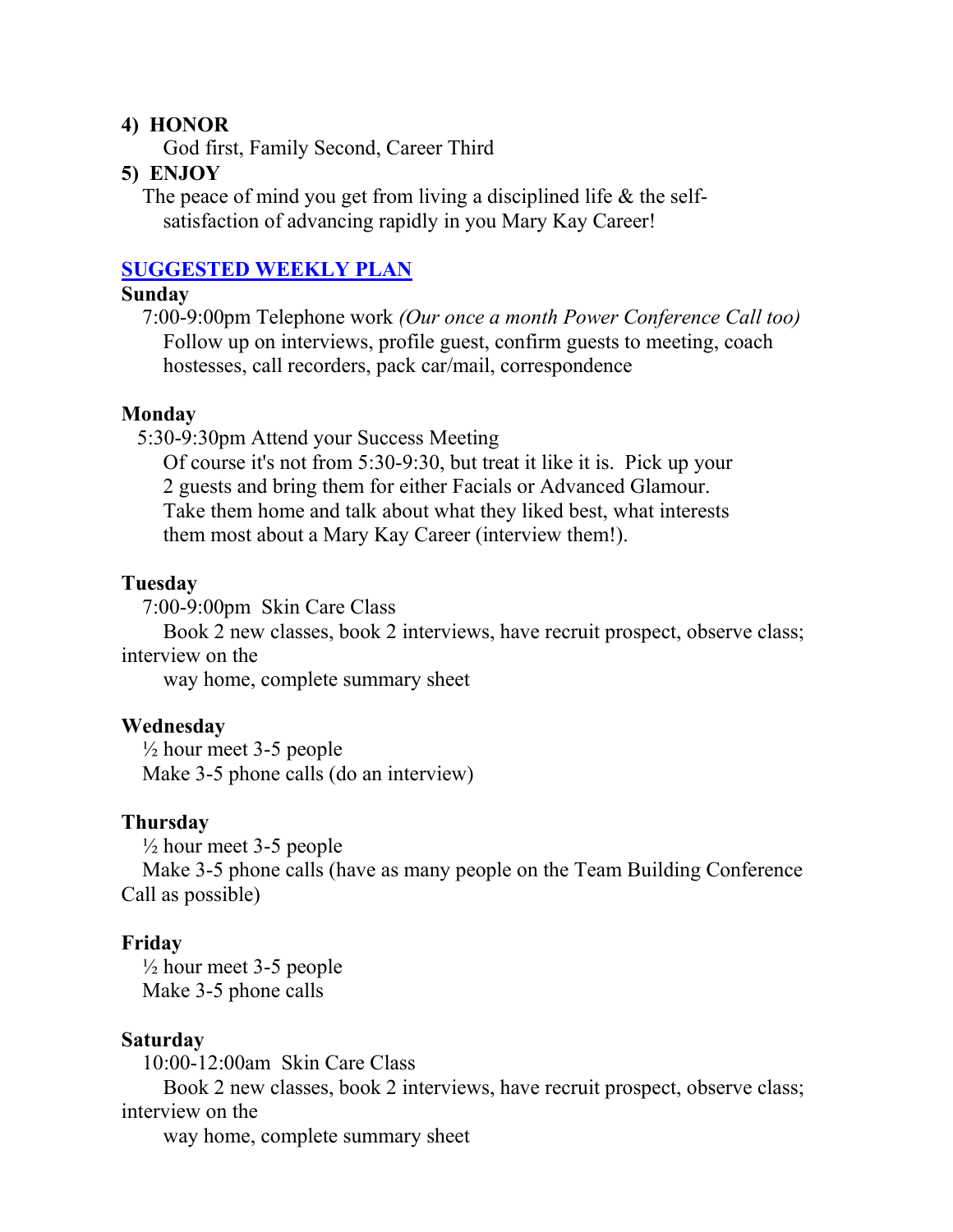**4) HONOR**

God first, Family Second, Career Third

**5) ENJOY**

The peace of mind you get from living a disciplined life & the self-satisfaction of advancing rapidly in you Mary Kay Career!

## SUGGESTED WEEKLY PLAN

**Sunday**

7:00-9:00pm Telephone work *(Our once a month Power Conference Call too)*
Follow up on interviews, profile guest, confirm guests to meeting, coach hostesses, call recorders, pack car/mail, correspondence

**Monday**

5:30-9:30pm Attend your Success Meeting
Of course it's not from 5:30-9:30, but treat it like it is. Pick up your 2 guests and bring them for either Facials or Advanced Glamour. Take them home and talk about what they liked best, what interests them most about a Mary Kay Career (interview them!).

**Tuesday**

7:00-9:00pm Skin Care Class
Book 2 new classes, book 2 interviews, have recruit prospect, observe class; interview on the way home, complete summary sheet

**Wednesday**

½ hour meet 3-5 people
Make 3-5 phone calls (do an interview)

**Thursday**

½ hour meet 3-5 people
Make 3-5 phone calls (have as many people on the Team Building Conference Call as possible)

**Friday**

½ hour meet 3-5 people
Make 3-5 phone calls

**Saturday**

10:00-12:00am Skin Care Class
Book 2 new classes, book 2 interviews, have recruit prospect, observe class; interview on the way home, complete summary sheet